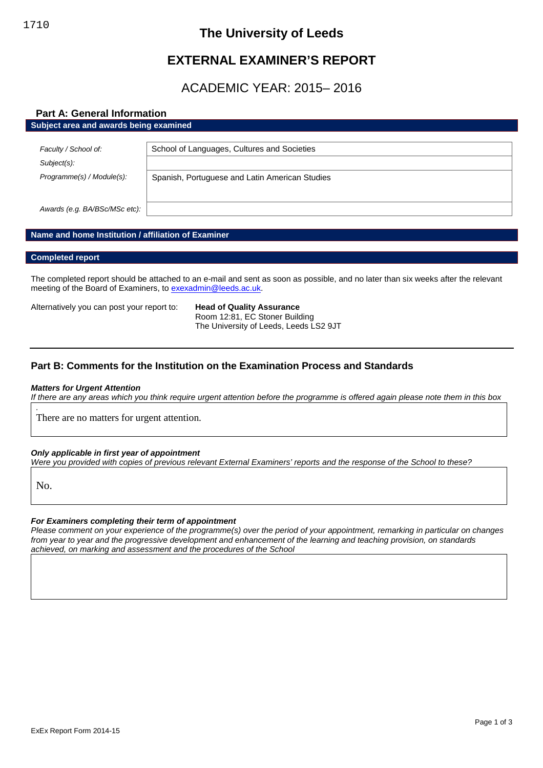1710

# The University of Leeds

# EXTERNAL EXAMINER'S REPORT

## ACADEMIC YEAR: 2015– 2016

### Part A: General Information

**Subject area and awards being examined**

| | |
|---|---|
| *Faculty / School of:* | School of Languages, Cultures and Societies |
| *Subject(s):* | |
| *Programme(s) / Module(s):* | Spanish, Portuguese and Latin American Studies |
| *Awards (e.g. BA/BSc/MSc etc):* | |

**Name and home Institution / affiliation of Examiner**

**Completed report**

The completed report should be attached to an e-mail and sent as soon as possible, and no later than six weeks after the relevant meeting of the Board of Examiners, to exexadmin@leeds.ac.uk.

Alternatively you can post your report to: **Head of Quality Assurance**
Room 12:81, EC Stoner Building
The University of Leeds, Leeds LS2 9JT

### Part B: Comments for the Institution on the Examination Process and Standards

***Matters for Urgent Attention***

*If there are any areas which you think require urgent attention before the programme is offered again please note them in this box*

There are no matters for urgent attention.

***Only applicable in first year of appointment***

*Were you provided with copies of previous relevant External Examiners' reports and the response of the School to these?*

No.

***For Examiners completing their term of appointment***

*Please comment on your experience of the programme(s) over the period of your appointment, remarking in particular on changes from year to year and the progressive development and enhancement of the learning and teaching provision, on standards achieved, on marking and assessment and the procedures of the School*

ExEx Report Form 2014-15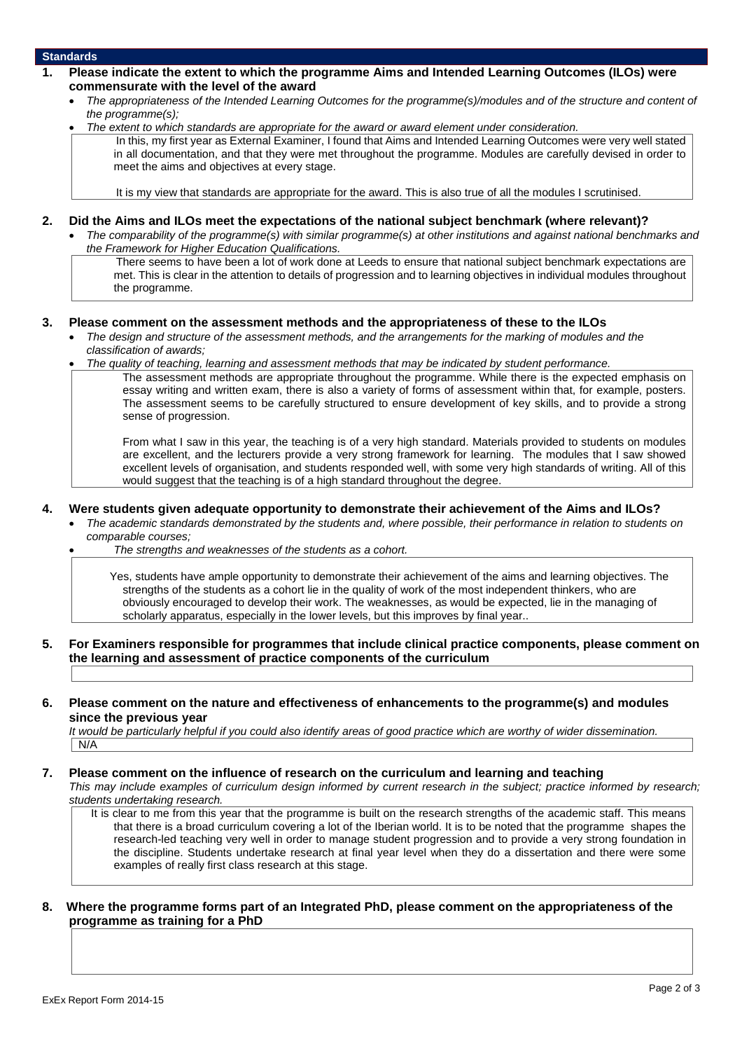## Standards

**1. Please indicate the extent to which the programme Aims and Intended Learning Outcomes (ILOs) were commensurate with the level of the award**

- *The appropriateness of the Intended Learning Outcomes for the programme(s)/modules and of the structure and content of the programme(s);*
- *The extent to which standards are appropriate for the award or award element under consideration.*

In this, my first year as External Examiner, I found that Aims and Intended Learning Outcomes were very well stated in all documentation, and that they were met throughout the programme. Modules are carefully devised in order to meet the aims and objectives at every stage.

It is my view that standards are appropriate for the award. This is also true of all the modules I scrutinised.

**2. Did the Aims and ILOs meet the expectations of the national subject benchmark (where relevant)?**

- *The comparability of the programme(s) with similar programme(s) at other institutions and against national benchmarks and the Framework for Higher Education Qualifications.*

There seems to have been a lot of work done at Leeds to ensure that national subject benchmark expectations are met. This is clear in the attention to details of progression and to learning objectives in individual modules throughout the programme.

**3. Please comment on the assessment methods and the appropriateness of these to the ILOs**

- *The design and structure of the assessment methods, and the arrangements for the marking of modules and the classification of awards;*
- *The quality of teaching, learning and assessment methods that may be indicated by student performance.*

The assessment methods are appropriate throughout the programme. While there is the expected emphasis on essay writing and written exam, there is also a variety of forms of assessment within that, for example, posters. The assessment seems to be carefully structured to ensure development of key skills, and to provide a strong sense of progression.

From what I saw in this year, the teaching is of a very high standard. Materials provided to students on modules are excellent, and the lecturers provide a very strong framework for learning. The modules that I saw showed excellent levels of organisation, and students responded well, with some very high standards of writing. All of this would suggest that the teaching is of a high standard throughout the degree.

**4. Were students given adequate opportunity to demonstrate their achievement of the Aims and ILOs?**

- *The academic standards demonstrated by the students and, where possible, their performance in relation to students on comparable courses;*
- *The strengths and weaknesses of the students as a cohort.*

Yes, students have ample opportunity to demonstrate their achievement of the aims and learning objectives. The strengths of the students as a cohort lie in the quality of work of the most independent thinkers, who are obviously encouraged to develop their work. The weaknesses, as would be expected, lie in the managing of scholarly apparatus, especially in the lower levels, but this improves by final year..

**5. For Examiners responsible for programmes that include clinical practice components, please comment on the learning and assessment of practice components of the curriculum**

**6. Please comment on the nature and effectiveness of enhancements to the programme(s) and modules since the previous year**

*It would be particularly helpful if you could also identify areas of good practice which are worthy of wider dissemination.*

N/A

**7. Please comment on the influence of research on the curriculum and learning and teaching**

*This may include examples of curriculum design informed by current research in the subject; practice informed by research; students undertaking research.*

It is clear to me from this year that the programme is built on the research strengths of the academic staff. This means that there is a broad curriculum covering a lot of the Iberian world. It is to be noted that the programme shapes the research-led teaching very well in order to manage student progression and to provide a very strong foundation in the discipline. Students undertake research at final year level when they do a dissertation and there were some examples of really first class research at this stage.

**8. Where the programme forms part of an Integrated PhD, please comment on the appropriateness of the programme as training for a PhD**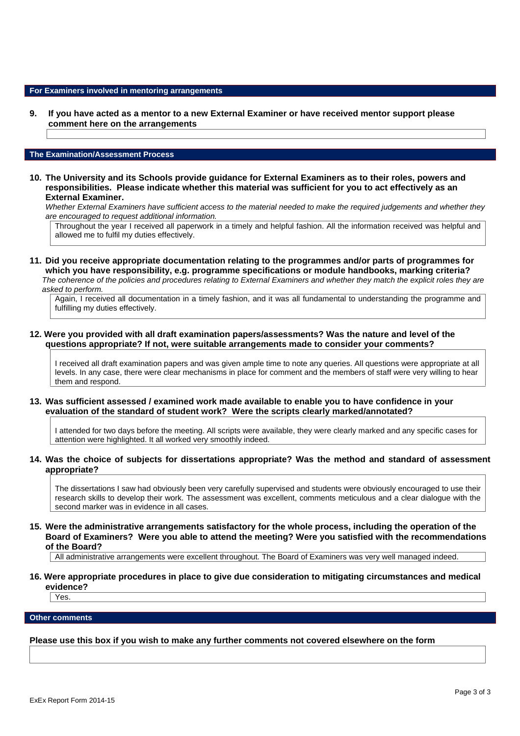## For Examiners involved in mentoring arrangements

**9. If you have acted as a mentor to a new External Examiner or have received mentor support please comment here on the arrangements**

## The Examination/Assessment Process

**10. The University and its Schools provide guidance for External Examiners as to their roles, powers and responsibilities. Please indicate whether this material was sufficient for you to act effectively as an External Examiner.**

*Whether External Examiners have sufficient access to the material needed to make the required judgements and whether they are encouraged to request additional information.*

Throughout the year I received all paperwork in a timely and helpful fashion. All the information received was helpful and allowed me to fulfil my duties effectively.

**11. Did you receive appropriate documentation relating to the programmes and/or parts of programmes for which you have responsibility, e.g. programme specifications or module handbooks, marking criteria?**

*The coherence of the policies and procedures relating to External Examiners and whether they match the explicit roles they are asked to perform.*

Again, I received all documentation in a timely fashion, and it was all fundamental to understanding the programme and fulfilling my duties effectively.

**12. Were you provided with all draft examination papers/assessments? Was the nature and level of the questions appropriate? If not, were suitable arrangements made to consider your comments?**

I received all draft examination papers and was given ample time to note any queries. All questions were appropriate at all levels. In any case, there were clear mechanisms in place for comment and the members of staff were very willing to hear them and respond.

**13. Was sufficient assessed / examined work made available to enable you to have confidence in your evaluation of the standard of student work? Were the scripts clearly marked/annotated?**

I attended for two days before the meeting. All scripts were available, they were clearly marked and any specific cases for attention were highlighted. It all worked very smoothly indeed.

**14. Was the choice of subjects for dissertations appropriate? Was the method and standard of assessment appropriate?**

The dissertations I saw had obviously been very carefully supervised and students were obviously encouraged to use their research skills to develop their work. The assessment was excellent, comments meticulous and a clear dialogue with the second marker was in evidence in all cases.

**15. Were the administrative arrangements satisfactory for the whole process, including the operation of the Board of Examiners? Were you able to attend the meeting? Were you satisfied with the recommendations of the Board?**

All administrative arrangements were excellent throughout. The Board of Examiners was very well managed indeed.

**16. Were appropriate procedures in place to give due consideration to mitigating circumstances and medical evidence?**

Yes.

## Other comments

**Please use this box if you wish to make any further comments not covered elsewhere on the form**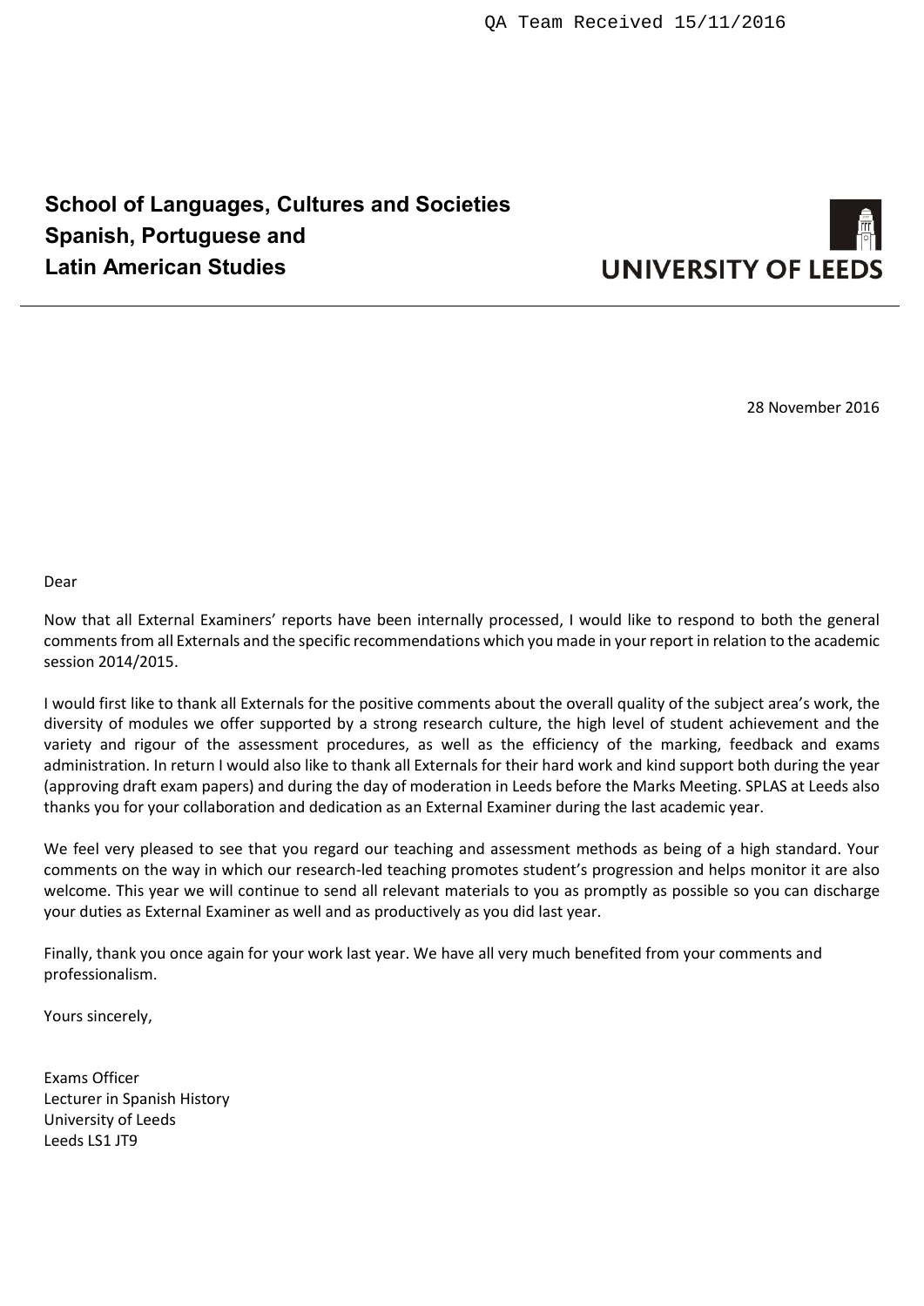QA Team Received 15/11/2016

**School of Languages, Cultures and Societies**
**Spanish, Portuguese and**
**Latin American Studies**

UNIVERSITY OF LEEDS

28 November 2016

Dear

Now that all External Examiners' reports have been internally processed, I would like to respond to both the general comments from all Externals and the specific recommendations which you made in your report in relation to the academic session 2014/2015.

I would first like to thank all Externals for the positive comments about the overall quality of the subject area's work, the diversity of modules we offer supported by a strong research culture, the high level of student achievement and the variety and rigour of the assessment procedures, as well as the efficiency of the marking, feedback and exams administration. In return I would also like to thank all Externals for their hard work and kind support both during the year (approving draft exam papers) and during the day of moderation in Leeds before the Marks Meeting. SPLAS at Leeds also thanks you for your collaboration and dedication as an External Examiner during the last academic year.

We feel very pleased to see that you regard our teaching and assessment methods as being of a high standard. Your comments on the way in which our research-led teaching promotes student's progression and helps monitor it are also welcome. This year we will continue to send all relevant materials to you as promptly as possible so you can discharge your duties as External Examiner as well and as productively as you did last year.

Finally, thank you once again for your work last year. We have all very much benefited from your comments and professionalism.

Yours sincerely,

Exams Officer
Lecturer in Spanish History
University of Leeds
Leeds LS1 JT9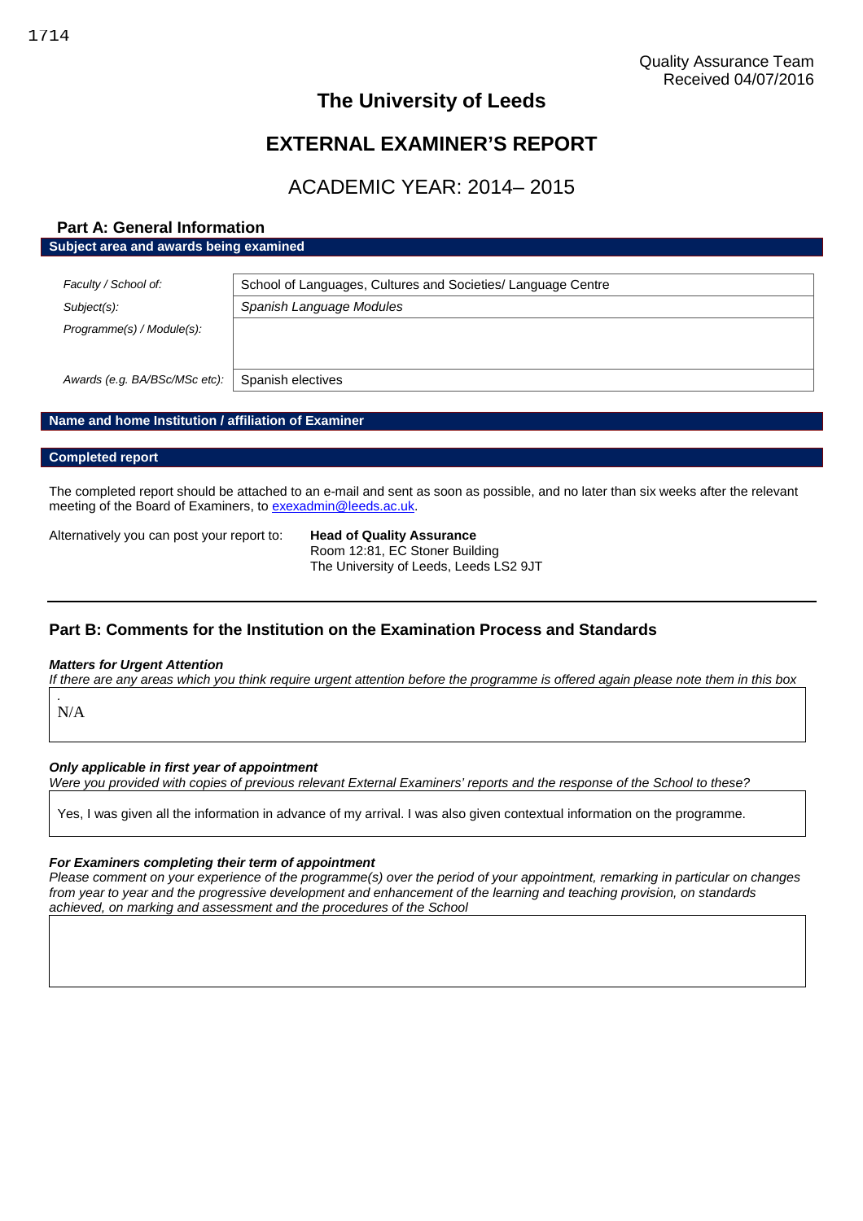Quality Assurance Team
Received 04/07/2016

# The University of Leeds

# EXTERNAL EXAMINER'S REPORT

## ACADEMIC YEAR: 2014– 2015

### Part A: General Information

**Subject area and awards being examined**

| | |
|---|---|
| *Faculty / School of:* | School of Languages, Cultures and Societies/ Language Centre |
| *Subject(s):* | *Spanish Language Modules* |
| *Programme(s) / Module(s):* | |
| *Awards (e.g. BA/BSc/MSc etc):* | Spanish electives |

**Name and home Institution / affiliation of Examiner**

**Completed report**

The completed report should be attached to an e-mail and sent as soon as possible, and no later than six weeks after the relevant meeting of the Board of Examiners, to exexadmin@leeds.ac.uk.

Alternatively you can post your report to:

**Head of Quality Assurance**
Room 12:81, EC Stoner Building
The University of Leeds, Leeds LS2 9JT

### Part B: Comments for the Institution on the Examination Process and Standards

***Matters for Urgent Attention***

*If there are any areas which you think require urgent attention before the programme is offered again please note them in this box*

N/A

***Only applicable in first year of appointment***

*Were you provided with copies of previous relevant External Examiners' reports and the response of the School to these?*

Yes, I was given all the information in advance of my arrival. I was also given contextual information on the programme.

***For Examiners completing their term of appointment***

*Please comment on your experience of the programme(s) over the period of your appointment, remarking in particular on changes from year to year and the progressive development and enhancement of the learning and teaching provision, on standards achieved, on marking and assessment and the procedures of the School*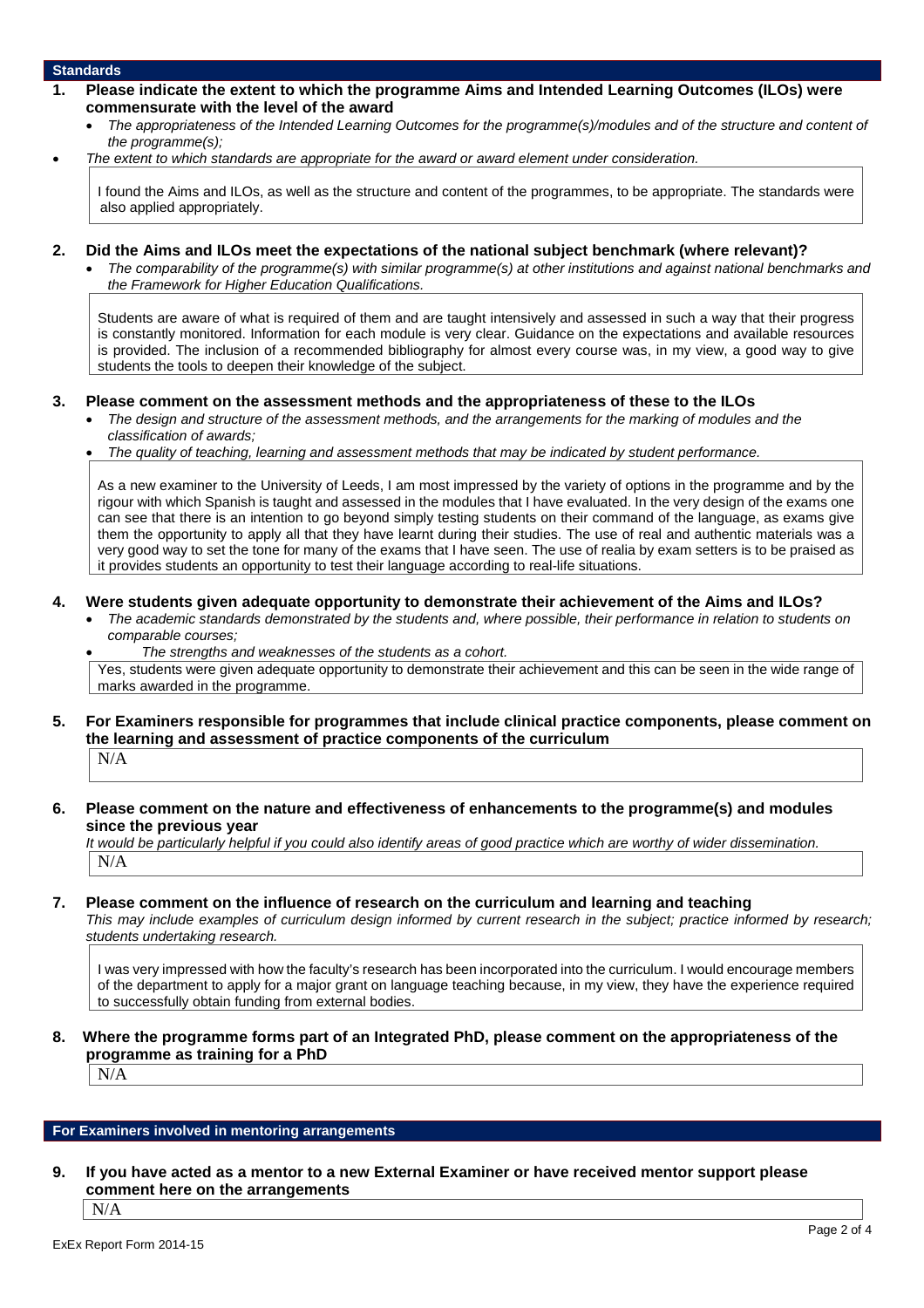## Standards

**1. Please indicate the extent to which the programme Aims and Intended Learning Outcomes (ILOs) were commensurate with the level of the award**

- *The appropriateness of the Intended Learning Outcomes for the programme(s)/modules and of the structure and content of the programme(s);*
- *The extent to which standards are appropriate for the award or award element under consideration.*

I found the Aims and ILOs, as well as the structure and content of the programmes, to be appropriate. The standards were also applied appropriately.

**2. Did the Aims and ILOs meet the expectations of the national subject benchmark (where relevant)?**

- *The comparability of the programme(s) with similar programme(s) at other institutions and against national benchmarks and the Framework for Higher Education Qualifications.*

Students are aware of what is required of them and are taught intensively and assessed in such a way that their progress is constantly monitored. Information for each module is very clear. Guidance on the expectations and available resources is provided. The inclusion of a recommended bibliography for almost every course was, in my view, a good way to give students the tools to deepen their knowledge of the subject.

**3. Please comment on the assessment methods and the appropriateness of these to the ILOs**

- *The design and structure of the assessment methods, and the arrangements for the marking of modules and the classification of awards;*
- *The quality of teaching, learning and assessment methods that may be indicated by student performance.*

As a new examiner to the University of Leeds, I am most impressed by the variety of options in the programme and by the rigour with which Spanish is taught and assessed in the modules that I have evaluated. In the very design of the exams one can see that there is an intention to go beyond simply testing students on their command of the language, as exams give them the opportunity to apply all that they have learnt during their studies. The use of real and authentic materials was a very good way to set the tone for many of the exams that I have seen. The use of realia by exam setters is to be praised as it provides students an opportunity to test their language according to real-life situations.

**4. Were students given adequate opportunity to demonstrate their achievement of the Aims and ILOs?**

- *The academic standards demonstrated by the students and, where possible, their performance in relation to students on comparable courses;*
- *The strengths and weaknesses of the students as a cohort.*

Yes, students were given adequate opportunity to demonstrate their achievement and this can be seen in the wide range of marks awarded in the programme.

**5. For Examiners responsible for programmes that include clinical practice components, please comment on the learning and assessment of practice components of the curriculum**

N/A

**6. Please comment on the nature and effectiveness of enhancements to the programme(s) and modules since the previous year**

*It would be particularly helpful if you could also identify areas of good practice which are worthy of wider dissemination.*

N/A

**7. Please comment on the influence of research on the curriculum and learning and teaching**

*This may include examples of curriculum design informed by current research in the subject; practice informed by research; students undertaking research.*

I was very impressed with how the faculty's research has been incorporated into the curriculum. I would encourage members of the department to apply for a major grant on language teaching because, in my view, they have the experience required to successfully obtain funding from external bodies.

**8. Where the programme forms part of an Integrated PhD, please comment on the appropriateness of the programme as training for a PhD**

N/A

## For Examiners involved in mentoring arrangements

**9. If you have acted as a mentor to a new External Examiner or have received mentor support please comment here on the arrangements**

N/A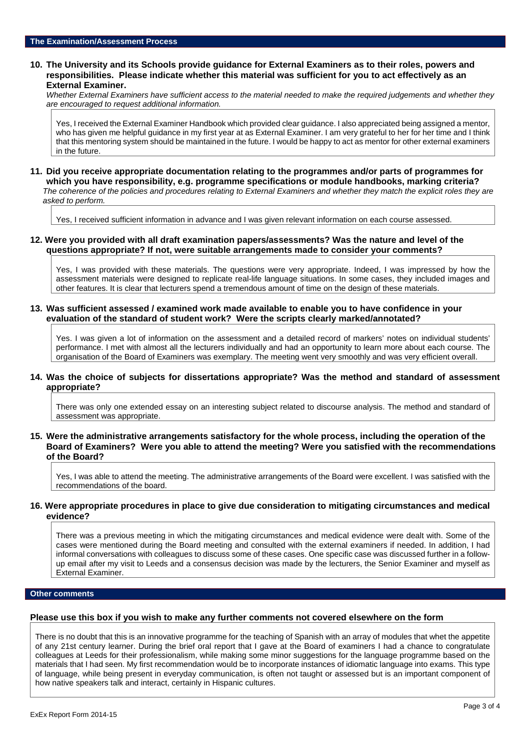## The Examination/Assessment Process

**10. The University and its Schools provide guidance for External Examiners as to their roles, powers and responsibilities. Please indicate whether this material was sufficient for you to act effectively as an External Examiner.**

*Whether External Examiners have sufficient access to the material needed to make the required judgements and whether they are encouraged to request additional information.*

Yes, I received the External Examiner Handbook which provided clear guidance. I also appreciated being assigned a mentor, who has given me helpful guidance in my first year at as External Examiner. I am very grateful to her for her time and I think that this mentoring system should be maintained in the future. I would be happy to act as mentor for other external examiners in the future.

**11. Did you receive appropriate documentation relating to the programmes and/or parts of programmes for which you have responsibility, e.g. programme specifications or module handbooks, marking criteria?**

*The coherence of the policies and procedures relating to External Examiners and whether they match the explicit roles they are asked to perform.*

Yes, I received sufficient information in advance and I was given relevant information on each course assessed.

**12. Were you provided with all draft examination papers/assessments? Was the nature and level of the questions appropriate? If not, were suitable arrangements made to consider your comments?**

Yes, I was provided with these materials. The questions were very appropriate. Indeed, I was impressed by how the assessment materials were designed to replicate real-life language situations. In some cases, they included images and other features. It is clear that lecturers spend a tremendous amount of time on the design of these materials.

**13. Was sufficient assessed / examined work made available to enable you to have confidence in your evaluation of the standard of student work? Were the scripts clearly marked/annotated?**

Yes. I was given a lot of information on the assessment and a detailed record of markers' notes on individual students' performance. I met with almost all the lecturers individually and had an opportunity to learn more about each course. The organisation of the Board of Examiners was exemplary. The meeting went very smoothly and was very efficient overall.

**14. Was the choice of subjects for dissertations appropriate? Was the method and standard of assessment appropriate?**

There was only one extended essay on an interesting subject related to discourse analysis. The method and standard of assessment was appropriate.

**15. Were the administrative arrangements satisfactory for the whole process, including the operation of the Board of Examiners? Were you able to attend the meeting? Were you satisfied with the recommendations of the Board?**

Yes, I was able to attend the meeting. The administrative arrangements of the Board were excellent. I was satisfied with the recommendations of the board.

**16. Were appropriate procedures in place to give due consideration to mitigating circumstances and medical evidence?**

There was a previous meeting in which the mitigating circumstances and medical evidence were dealt with. Some of the cases were mentioned during the Board meeting and consulted with the external examiners if needed. In addition, I had informal conversations with colleagues to discuss some of these cases. One specific case was discussed further in a follow-up email after my visit to Leeds and a consensus decision was made by the lecturers, the Senior Examiner and myself as External Examiner.

## Other comments

**Please use this box if you wish to make any further comments not covered elsewhere on the form**

There is no doubt that this is an innovative programme for the teaching of Spanish with an array of modules that whet the appetite of any 21st century learner. During the brief oral report that I gave at the Board of examiners I had a chance to congratulate colleagues at Leeds for their professionalism, while making some minor suggestions for the language programme based on the materials that I had seen. My first recommendation would be to incorporate instances of idiomatic language into exams. This type of language, while being present in everyday communication, is often not taught or assessed but is an important component of how native speakers talk and interact, certainly in Hispanic cultures.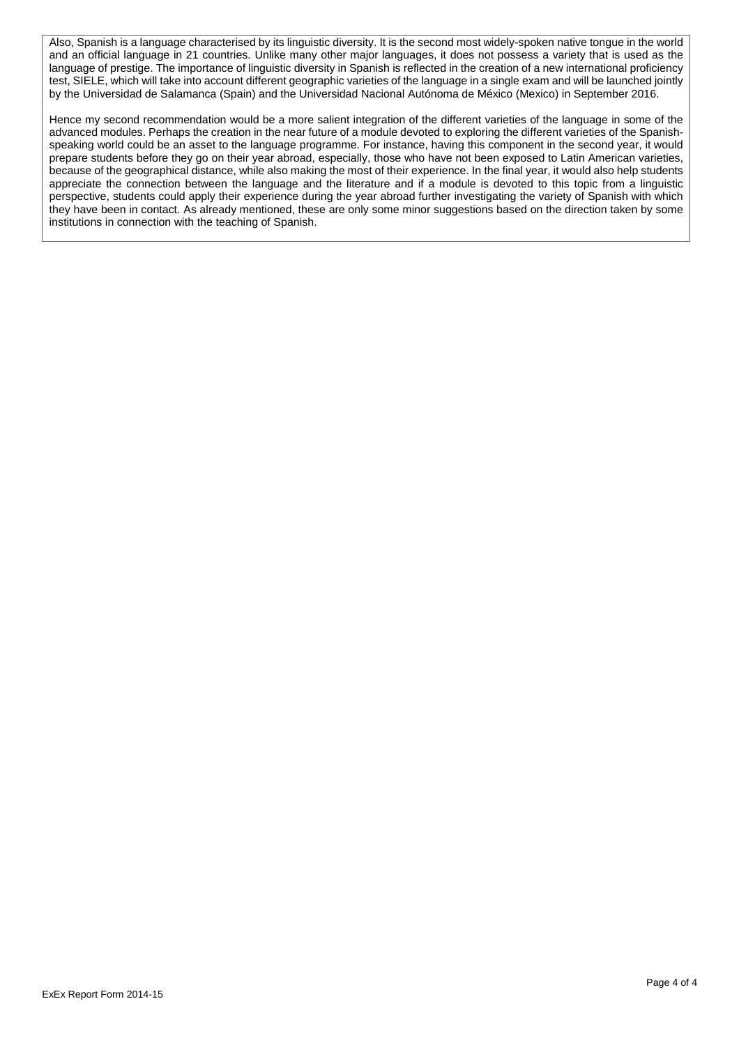Also, Spanish is a language characterised by its linguistic diversity. It is the second most widely-spoken native tongue in the world and an official language in 21 countries. Unlike many other major languages, it does not possess a variety that is used as the language of prestige. The importance of linguistic diversity in Spanish is reflected in the creation of a new international proficiency test, SIELE, which will take into account different geographic varieties of the language in a single exam and will be launched jointly by the Universidad de Salamanca (Spain) and the Universidad Nacional Autónoma de México (Mexico) in September 2016.

Hence my second recommendation would be a more salient integration of the different varieties of the language in some of the advanced modules. Perhaps the creation in the near future of a module devoted to exploring the different varieties of the Spanish-speaking world could be an asset to the language programme. For instance, having this component in the second year, it would prepare students before they go on their year abroad, especially, those who have not been exposed to Latin American varieties, because of the geographical distance, while also making the most of their experience. In the final year, it would also help students appreciate the connection between the language and the literature and if a module is devoted to this topic from a linguistic perspective, students could apply their experience during the year abroad further investigating the variety of Spanish with which they have been in contact. As already mentioned, these are only some minor suggestions based on the direction taken by some institutions in connection with the teaching of Spanish.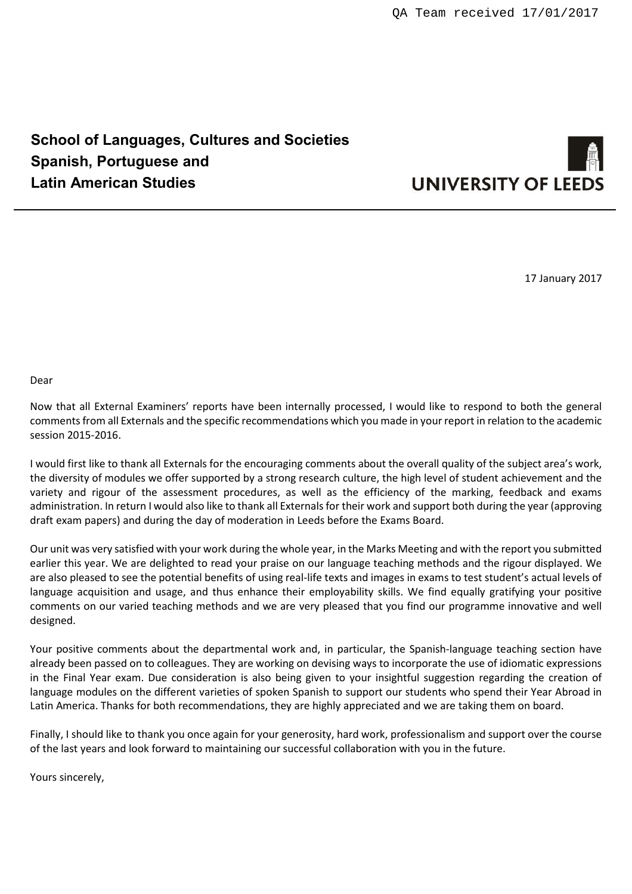QA Team received 17/01/2017

**School of Languages, Cultures and Societies**
**Spanish, Portuguese and**
**Latin American Studies**

UNIVERSITY OF LEEDS

17 January 2017

Dear

Now that all External Examiners' reports have been internally processed, I would like to respond to both the general comments from all Externals and the specific recommendations which you made in your report in relation to the academic session 2015-2016.

I would first like to thank all Externals for the encouraging comments about the overall quality of the subject area's work, the diversity of modules we offer supported by a strong research culture, the high level of student achievement and the variety and rigour of the assessment procedures, as well as the efficiency of the marking, feedback and exams administration. In return I would also like to thank all Externals for their work and support both during the year (approving draft exam papers) and during the day of moderation in Leeds before the Exams Board.

Our unit was very satisfied with your work during the whole year, in the Marks Meeting and with the report you submitted earlier this year. We are delighted to read your praise on our language teaching methods and the rigour displayed. We are also pleased to see the potential benefits of using real-life texts and images in exams to test student's actual levels of language acquisition and usage, and thus enhance their employability skills. We find equally gratifying your positive comments on our varied teaching methods and we are very pleased that you find our programme innovative and well designed.

Your positive comments about the departmental work and, in particular, the Spanish-language teaching section have already been passed on to colleagues. They are working on devising ways to incorporate the use of idiomatic expressions in the Final Year exam. Due consideration is also being given to your insightful suggestion regarding the creation of language modules on the different varieties of spoken Spanish to support our students who spend their Year Abroad in Latin America. Thanks for both recommendations, they are highly appreciated and we are taking them on board.

Finally, I should like to thank you once again for your generosity, hard work, professionalism and support over the course of the last years and look forward to maintaining our successful collaboration with you in the future.

Yours sincerely,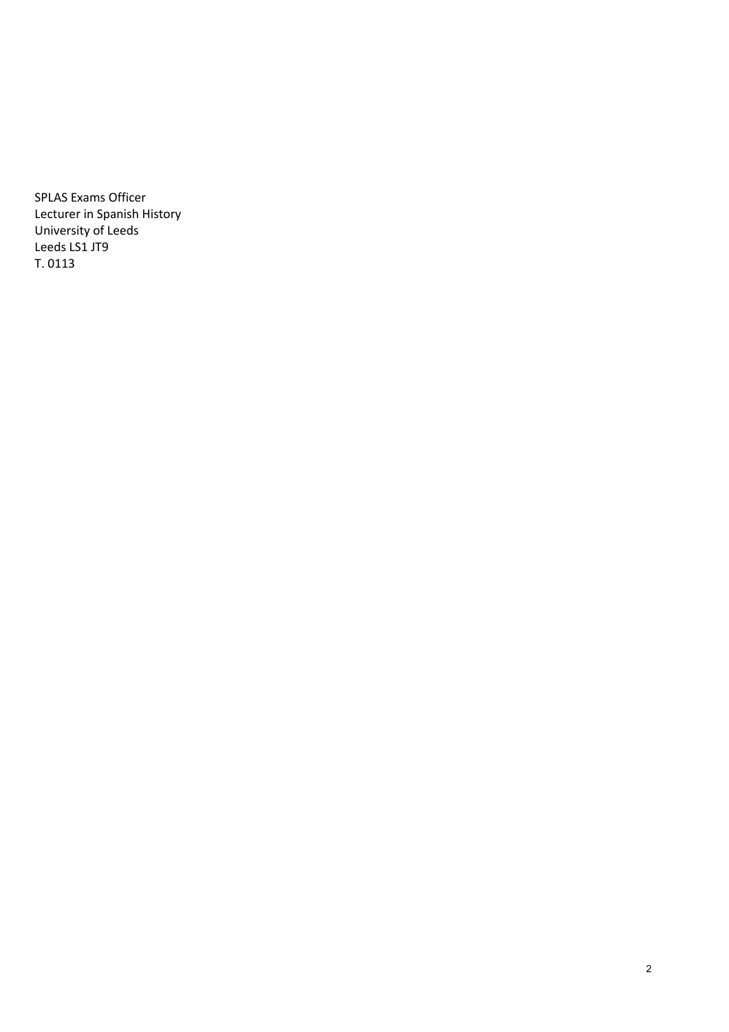SPLAS Exams Officer
Lecturer in Spanish History
University of Leeds
Leeds LS1 JT9
T. 0113